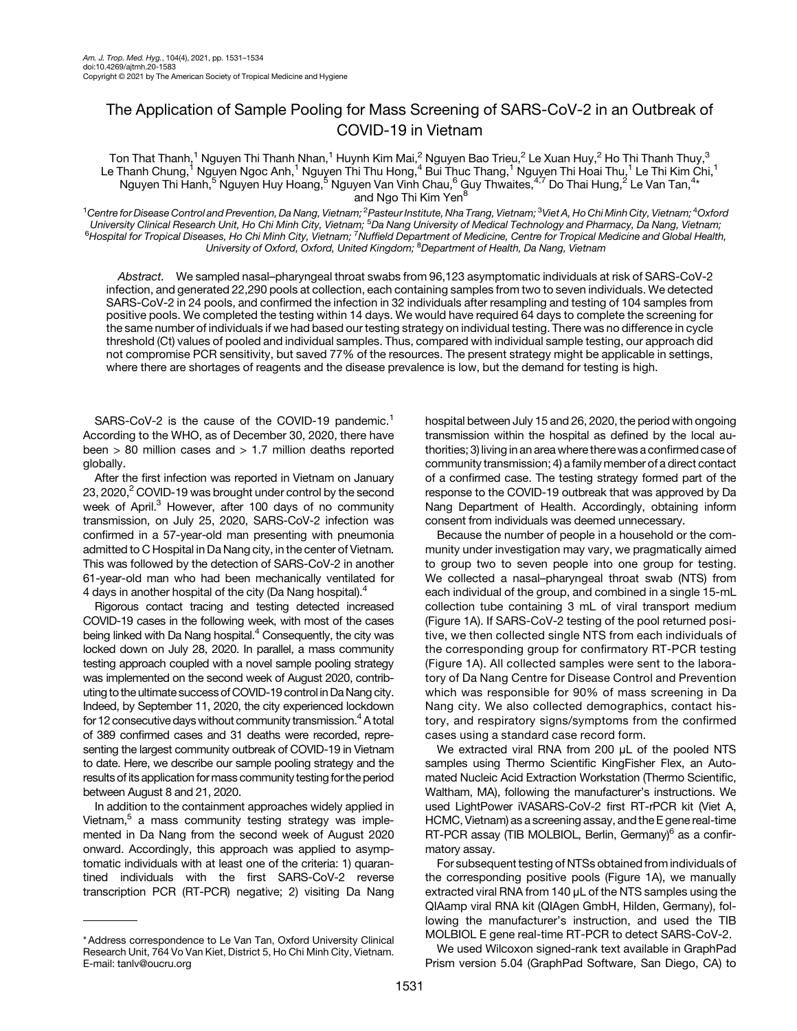# The Application of Sample Pooling for Mass Screening of SARS-CoV-2 in an Outbreak of COVID-19 in Vietnam

Ton That Thanh,[1] Nguyen Thi Thanh Nhan,[1] Huynh Kim Mai,[2] Nguyen Bao Trieu,[2] Le Xuan Huy,[2] Ho Thi Thanh Thuy,[3] Le Thanh Chung,[1] Nguyen Ngoc Anh,[1] Nguyen Thi Thu Hong,[4] Bui Thuc Thang,[1] Nguyen Thi Hoai Thu,[1] Le Thi Kim Chi,[1] Nguyen Thi Hanh,[5] Nguyen Huy Hoang,[5] Nguyen Van Vinh Chau,[6] Guy Thwaites,[4,7] Do Thai Hung,[2] Le Van Tan,[4]* and Ngo Thi Kim Yen[8]

[1]*Centre for Disease Control and Prevention, Da Nang, Vietnam;* [2]*Pasteur Institute, Nha Trang, Vietnam;* [3]*Viet A, Ho Chi Minh City, Vietnam;* [4]*Oxford University Clinical Research Unit, Ho Chi Minh City, Vietnam;* [5]*Da Nang University of Medical Technology and Pharmacy, Da Nang, Vietnam;* [6]*Hospital for Tropical Diseases, Ho Chi Minh City, Vietnam;* [7]*Nuffield Department of Medicine, Centre for Tropical Medicine and Global Health, University of Oxford, Oxford, United Kingdom;* [8]*Department of Health, Da Nang, Vietnam*

*Abstract.* We sampled nasal–pharyngeal throat swabs from 96,123 asymptomatic individuals at risk of SARS-CoV-2 infection, and generated 22,290 pools at collection, each containing samples from two to seven individuals. We detected SARS-CoV-2 in 24 pools, and confirmed the infection in 32 individuals after resampling and testing of 104 samples from positive pools. We completed the testing within 14 days. We would have required 64 days to complete the screening for the same number of individuals if we had based our testing strategy on individual testing. There was no difference in cycle threshold (Ct) values of pooled and individual samples. Thus, compared with individual sample testing, our approach did not compromise PCR sensitivity, but saved 77% of the resources. The present strategy might be applicable in settings, where there are shortages of reagents and the disease prevalence is low, but the demand for testing is high.

SARS-CoV-2 is the cause of the COVID-19 pandemic.[1] According to the WHO, as of December 30, 2020, there have been > 80 million cases and > 1.7 million deaths reported globally.

After the first infection was reported in Vietnam on January 23, 2020,[2] COVID-19 was brought under control by the second week of April.[3] However, after 100 days of no community transmission, on July 25, 2020, SARS-CoV-2 infection was confirmed in a 57-year-old man presenting with pneumonia admitted to C Hospital in Da Nang city, in the center of Vietnam. This was followed by the detection of SARS-CoV-2 in another 61-year-old man who had been mechanically ventilated for 4 days in another hospital of the city (Da Nang hospital).[4]

Rigorous contact tracing and testing detected increased COVID-19 cases in the following week, with most of the cases being linked with Da Nang hospital.[4] Consequently, the city was locked down on July 28, 2020. In parallel, a mass community testing approach coupled with a novel sample pooling strategy was implemented on the second week of August 2020, contributing to the ultimate success of COVID-19 control in Da Nang city. Indeed, by September 11, 2020, the city experienced lockdown for 12 consecutive days without community transmission.[4] A total of 389 confirmed cases and 31 deaths were recorded, representing the largest community outbreak of COVID-19 in Vietnam to date. Here, we describe our sample pooling strategy and the results of its application for mass community testing for the period between August 8 and 21, 2020.

In addition to the containment approaches widely applied in Vietnam,[5] a mass community testing strategy was implemented in Da Nang from the second week of August 2020 onward. Accordingly, this approach was applied to asymptomatic individuals with at least one of the criteria: 1) quarantined individuals with the first SARS-CoV-2 reverse transcription PCR (RT-PCR) negative; 2) visiting Da Nang hospital between July 15 and 26, 2020, the period with ongoing transmission within the hospital as defined by the local authorities; 3) living in an area where there was a confirmed case of community transmission; 4) a family member of a direct contact of a confirmed case. The testing strategy formed part of the response to the COVID-19 outbreak that was approved by Da Nang Department of Health. Accordingly, obtaining inform consent from individuals was deemed unnecessary.

Because the number of people in a household or the community under investigation may vary, we pragmatically aimed to group two to seven people into one group for testing. We collected a nasal–pharyngeal throat swab (NTS) from each individual of the group, and combined in a single 15-mL collection tube containing 3 mL of viral transport medium (Figure 1A). If SARS-CoV-2 testing of the pool returned positive, we then collected single NTS from each individuals of the corresponding group for confirmatory RT-PCR testing (Figure 1A). All collected samples were sent to the laboratory of Da Nang Centre for Disease Control and Prevention which was responsible for 90% of mass screening in Da Nang city. We also collected demographics, contact history, and respiratory signs/symptoms from the confirmed cases using a standard case record form.

We extracted viral RNA from 200 μL of the pooled NTS samples using Thermo Scientific KingFisher Flex, an Automated Nucleic Acid Extraction Workstation (Thermo Scientific, Waltham, MA), following the manufacturer's instructions. We used LightPower iVASARS-CoV-2 first RT-rPCR kit (Viet A, HCMC, Vietnam) as a screening assay, and the E gene real-time RT-PCR assay (TIB MOLBIOL, Berlin, Germany)[6] as a confirmatory assay.

For subsequent testing of NTSs obtained from individuals of the corresponding positive pools (Figure 1A), we manually extracted viral RNA from 140 μL of the NTS samples using the QIAamp viral RNA kit (QIAgen GmbH, Hilden, Germany), following the manufacturer's instruction, and used the TIB MOLBIOL E gene real-time RT-PCR to detect SARS-CoV-2.

We used Wilcoxon signed-rank text available in GraphPad Prism version 5.04 (GraphPad Software, San Diego, CA) to

\* Address correspondence to Le Van Tan, Oxford University Clinical Research Unit, 764 Vo Van Kiet, District 5, Ho Chi Minh City, Vietnam. E-mail: tanlv@oucru.org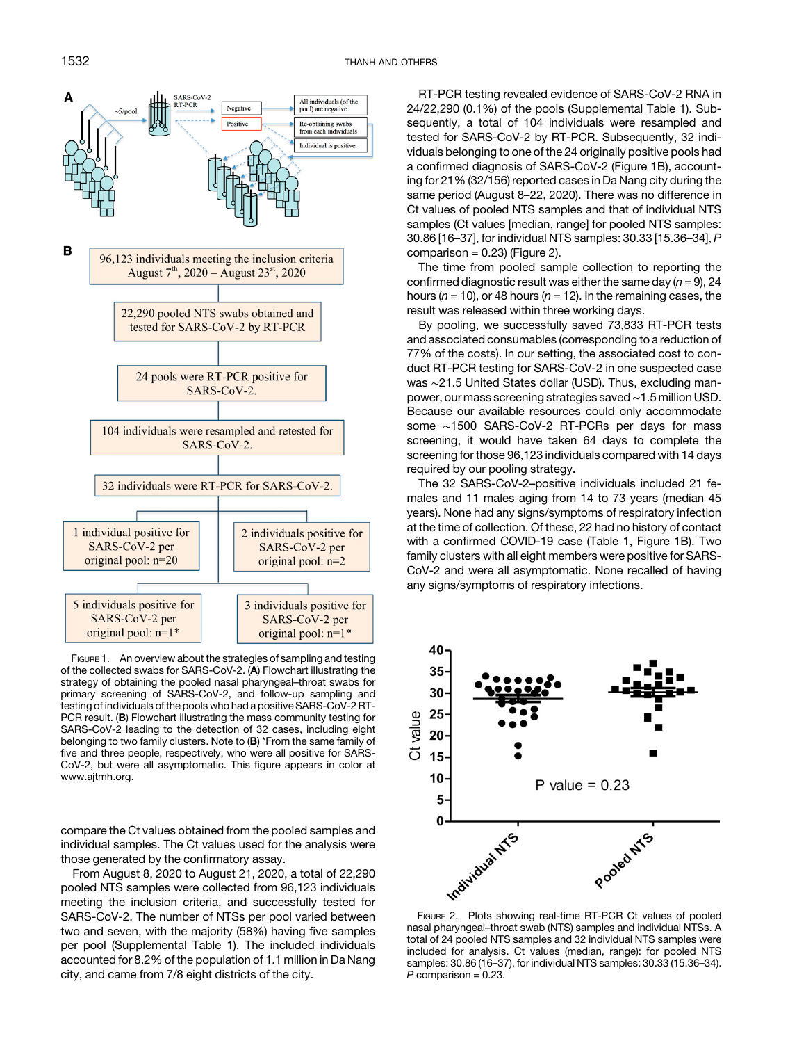Figure 1. An overview about the strategies of sampling and testing of the collected swabs for SARS-CoV-2. (**A**) Flowchart illustrating the strategy of obtaining the pooled nasal pharyngeal–throat swabs for primary screening of SARS-CoV-2, and follow-up sampling and testing of individuals of the pools who had a positive SARS-CoV-2 RT-PCR result. (**B**) Flowchart illustrating the mass community testing for SARS-CoV-2 leading to the detection of 32 cases, including eight belonging to two family clusters. Note to (**B**) *From the same family of five and three people, respectively, who were all positive for SARS-CoV-2, but were all asymptomatic. This figure appears in color at www.ajtmh.org.

compare the Ct values obtained from the pooled samples and individual samples. The Ct values used for the analysis were those generated by the confirmatory assay.

From August 8, 2020 to August 21, 2020, a total of 22,290 pooled NTS samples were collected from 96,123 individuals meeting the inclusion criteria, and successfully tested for SARS-CoV-2. The number of NTSs per pool varied between two and seven, with the majority (58%) having five samples per pool (Supplemental Table 1). The included individuals accounted for 8.2% of the population of 1.1 million in Da Nang city, and came from 7/8 eight districts of the city.

RT-PCR testing revealed evidence of SARS-CoV-2 RNA in 24/22,290 (0.1%) of the pools (Supplemental Table 1). Subsequently, a total of 104 individuals were resampled and tested for SARS-CoV-2 by RT-PCR. Subsequently, 32 individuals belonging to one of the 24 originally positive pools had a confirmed diagnosis of SARS-CoV-2 (Figure 1B), accounting for 21% (32/156) reported cases in Da Nang city during the same period (August 8–22, 2020). There was no difference in Ct values of pooled NTS samples and that of individual NTS samples (Ct values [median, range] for pooled NTS samples: 30.86 [16–37], for individual NTS samples: 30.33 [15.36–34], $P$ comparison = 0.23) (Figure 2).

The time from pooled sample collection to reporting the confirmed diagnostic result was either the same day ($n = 9$), 24 hours ($n = 10$), or 48 hours ($n = 12$). In the remaining cases, the result was released within three working days.

By pooling, we successfully saved 73,833 RT-PCR tests and associated consumables (corresponding to a reduction of 77% of the costs). In our setting, the associated cost to conduct RT-PCR testing for SARS-CoV-2 in one suspected case was ~21.5 United States dollar (USD). Thus, excluding manpower, our mass screening strategies saved ~1.5 million USD. Because our available resources could only accommodate some ~1500 SARS-CoV-2 RT-PCRs per days for mass screening, it would have taken 64 days to complete the screening for those 96,123 individuals compared with 14 days required by our pooling strategy.

The 32 SARS-CoV-2–positive individuals included 21 females and 11 males aging from 14 to 73 years (median 45 years). None had any signs/symptoms of respiratory infection at the time of collection. Of these, 22 had no history of contact with a confirmed COVID-19 case (Table 1, Figure 1B). Two family clusters with all eight members were positive for SARS-CoV-2 and were all asymptomatic. None recalled of having any signs/symptoms of respiratory infections.

Figure 2. Plots showing real-time RT-PCR Ct values of pooled nasal pharyngeal–throat swab (NTS) samples and individual NTSs. A total of 24 pooled NTS samples and 32 individual NTS samples were included for analysis. Ct values (median, range): for pooled NTS samples: 30.86 (16–37), for individual NTS samples: 30.33 (15.36–34). $P$ comparison = 0.23.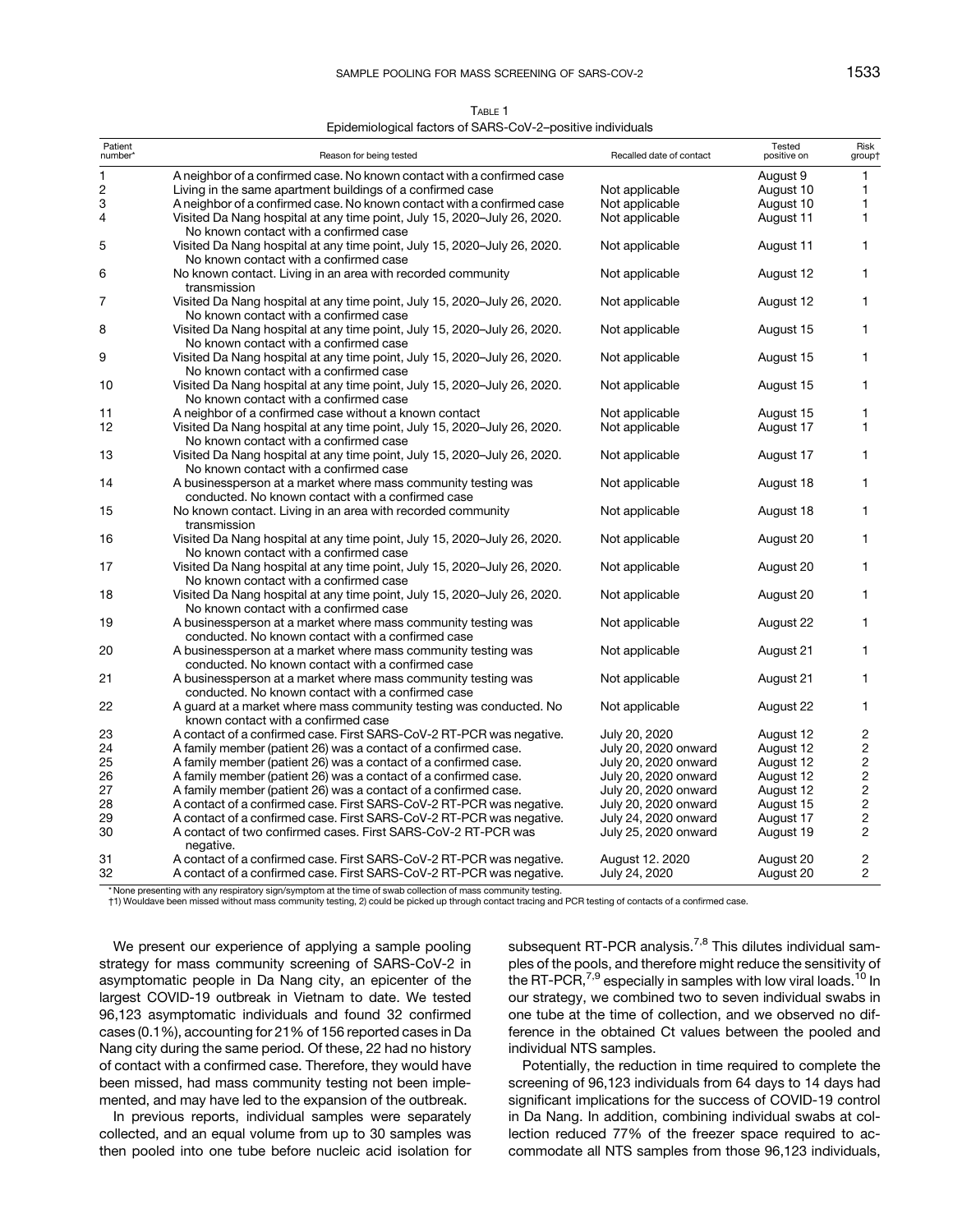Table 1

Epidemiological factors of SARS-CoV-2–positive individuals

| Patient number* | Reason for being tested | Recalled date of contact | Tested positive on | Risk group† |
|---|---|---|---|---|
| 1 | A neighbor of a confirmed case. No known contact with a confirmed case | | August 9 | 1 |
| 2 | Living in the same apartment buildings of a confirmed case | Not applicable | August 10 | 1 |
| 3 | A neighbor of a confirmed case. No known contact with a confirmed case | Not applicable | August 10 | 1 |
| 4 | Visited Da Nang hospital at any time point, July 15, 2020–July 26, 2020. No known contact with a confirmed case | Not applicable | August 11 | 1 |
| 5 | Visited Da Nang hospital at any time point, July 15, 2020–July 26, 2020. No known contact with a confirmed case | Not applicable | August 11 | 1 |
| 6 | No known contact. Living in an area with recorded community transmission | Not applicable | August 12 | 1 |
| 7 | Visited Da Nang hospital at any time point, July 15, 2020–July 26, 2020. No known contact with a confirmed case | Not applicable | August 12 | 1 |
| 8 | Visited Da Nang hospital at any time point, July 15, 2020–July 26, 2020. No known contact with a confirmed case | Not applicable | August 15 | 1 |
| 9 | Visited Da Nang hospital at any time point, July 15, 2020–July 26, 2020. No known contact with a confirmed case | Not applicable | August 15 | 1 |
| 10 | Visited Da Nang hospital at any time point, July 15, 2020–July 26, 2020. No known contact with a confirmed case | Not applicable | August 15 | 1 |
| 11 | A neighbor of a confirmed case without a known contact | Not applicable | August 15 | 1 |
| 12 | Visited Da Nang hospital at any time point, July 15, 2020–July 26, 2020. No known contact with a confirmed case | Not applicable | August 17 | 1 |
| 13 | Visited Da Nang hospital at any time point, July 15, 2020–July 26, 2020. No known contact with a confirmed case | Not applicable | August 17 | 1 |
| 14 | A businessperson at a market where mass community testing was conducted. No known contact with a confirmed case | Not applicable | August 18 | 1 |
| 15 | No known contact. Living in an area with recorded community transmission | Not applicable | August 18 | 1 |
| 16 | Visited Da Nang hospital at any time point, July 15, 2020–July 26, 2020. No known contact with a confirmed case | Not applicable | August 20 | 1 |
| 17 | Visited Da Nang hospital at any time point, July 15, 2020–July 26, 2020. No known contact with a confirmed case | Not applicable | August 20 | 1 |
| 18 | Visited Da Nang hospital at any time point, July 15, 2020–July 26, 2020. No known contact with a confirmed case | Not applicable | August 20 | 1 |
| 19 | A businessperson at a market where mass community testing was conducted. No known contact with a confirmed case | Not applicable | August 22 | 1 |
| 20 | A businessperson at a market where mass community testing was conducted. No known contact with a confirmed case | Not applicable | August 21 | 1 |
| 21 | A businessperson at a market where mass community testing was conducted. No known contact with a confirmed case | Not applicable | August 21 | 1 |
| 22 | A guard at a market where mass community testing was conducted. No known contact with a confirmed case | Not applicable | August 22 | 1 |
| 23 | A contact of a confirmed case. First SARS-CoV-2 RT-PCR was negative. | July 20, 2020 | August 12 | 2 |
| 24 | A family member (patient 26) was a contact of a confirmed case. | July 20, 2020 onward | August 12 | 2 |
| 25 | A family member (patient 26) was a contact of a confirmed case. | July 20, 2020 onward | August 12 | 2 |
| 26 | A family member (patient 26) was a contact of a confirmed case. | July 20, 2020 onward | August 12 | 2 |
| 27 | A family member (patient 26) was a contact of a confirmed case. | July 20, 2020 onward | August 12 | 2 |
| 28 | A contact of a confirmed case. First SARS-CoV-2 RT-PCR was negative. | July 20, 2020 onward | August 15 | 2 |
| 29 | A contact of a confirmed case. First SARS-CoV-2 RT-PCR was negative. | July 24, 2020 onward | August 17 | 2 |
| 30 | A contact of two confirmed cases. First SARS-CoV-2 RT-PCR was negative. | July 25, 2020 onward | August 19 | 2 |
| 31 | A contact of a confirmed case. First SARS-CoV-2 RT-PCR was negative. | August 12. 2020 | August 20 | 2 |
| 32 | A contact of a confirmed case. First SARS-CoV-2 RT-PCR was negative. | July 24, 2020 | August 20 | 2 |

*None presenting with any respiratory sign/symptom at the time of swab collection of mass community testing.
†1) Wouldave been missed without mass community testing, 2) could be picked up through contact tracing and PCR testing of contacts of a confirmed case.

We present our experience of applying a sample pooling strategy for mass community screening of SARS-CoV-2 in asymptomatic people in Da Nang city, an epicenter of the largest COVID-19 outbreak in Vietnam to date. We tested 96,123 asymptomatic individuals and found 32 confirmed cases (0.1%), accounting for 21% of 156 reported cases in Da Nang city during the same period. Of these, 22 had no history of contact with a confirmed case. Therefore, they would have been missed, had mass community testing not been implemented, and may have led to the expansion of the outbreak.

In previous reports, individual samples were separately collected, and an equal volume from up to 30 samples was then pooled into one tube before nucleic acid isolation for subsequent RT-PCR analysis.[7,8] This dilutes individual samples of the pools, and therefore might reduce the sensitivity of the RT-PCR,[7,9] especially in samples with low viral loads.[10] In our strategy, we combined two to seven individual swabs in one tube at the time of collection, and we observed no difference in the obtained Ct values between the pooled and individual NTS samples.

Potentially, the reduction in time required to complete the screening of 96,123 individuals from 64 days to 14 days had significant implications for the success of COVID-19 control in Da Nang. In addition, combining individual swabs at collection reduced 77% of the freezer space required to accommodate all NTS samples from those 96,123 individuals,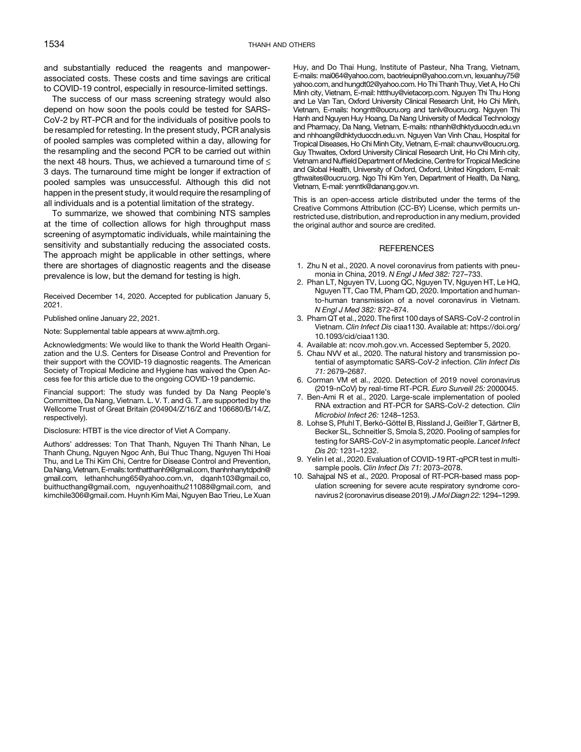and substantially reduced the reagents and manpower-associated costs. These costs and time savings are critical to COVID-19 control, especially in resource-limited settings.

The success of our mass screening strategy would also depend on how soon the pools could be tested for SARS-CoV-2 by RT-PCR and for the individuals of positive pools to be resampled for retesting. In the present study, PCR analysis of pooled samples was completed within a day, allowing for the resampling and the second PCR to be carried out within the next 48 hours. Thus, we achieved a turnaround time of ≤ 3 days. The turnaround time might be longer if extraction of pooled samples was unsuccessful. Although this did not happen in the present study, it would require the resampling of all individuals and is a potential limitation of the strategy.

To summarize, we showed that combining NTS samples at the time of collection allows for high throughput mass screening of asymptomatic individuals, while maintaining the sensitivity and substantially reducing the associated costs. The approach might be applicable in other settings, where there are shortages of diagnostic reagents and the disease prevalence is low, but the demand for testing is high.

Received December 14, 2020. Accepted for publication January 5, 2021.

Published online January 22, 2021.

Note: Supplemental table appears at www.ajtmh.org.

Acknowledgments: We would like to thank the World Health Organization and the U.S. Centers for Disease Control and Prevention for their support with the COVID-19 diagnostic reagents. The American Society of Tropical Medicine and Hygiene has waived the Open Access fee for this article due to the ongoing COVID-19 pandemic.

Financial support: The study was funded by Da Nang People's Committee, Da Nang, Vietnam. L. V. T. and G. T. are supported by the Wellcome Trust of Great Britain (204904/Z/16/Z and 106680/B/14/Z, respectively).

Disclosure: HTBT is the vice director of Viet A Company.

Authors' addresses: Ton That Thanh, Nguyen Thi Thanh Nhan, Le Thanh Chung, Nguyen Ngoc Anh, Bui Thuc Thang, Nguyen Thi Hoai Thu, and Le Thi Kim Chi, Centre for Disease Control and Prevention, Da Nang, Vietnam, E-mails: tonthatthanh9@gmail.com, thanhnhanytdpdn@gmail.com, lethanhchung65@yahoo.com.vn, dqanh103@gmail.co, buithucthang@gmail.com, nguyenhoaithu211088@gmail.com, and kimchile306@gmail.com. Huynh Kim Mai, Nguyen Bao Trieu, Le Xuan Huy, and Do Thai Hung, Institute of Pasteur, Nha Trang, Vietnam, E-mails: mai064@yahoo.com, baotrieuipn@yahoo.com.vn, lexuanhuy75@yahoo.com, and hungdt02@yahoo.com. Ho Thi Thanh Thuy, Viet A, Ho Chi Minh city, Vietnam, E-mail: httthuy@vietacorp.com. Nguyen Thi Thu Hong and Le Van Tan, Oxford University Clinical Research Unit, Ho Chi Minh, Vietnam, E-mails: hongntt@oucru.org and tanlv@oucru.org. Nguyen Thi Hanh and Nguyen Huy Hoang, Da Nang University of Medical Technology and Pharmacy, Da Nang, Vietnam, E-mails: nthanh@dhktyduocdn.edu.vn and nhhoang@dhktyduocdn.edu.vn. Nguyen Van Vinh Chau, Hospital for Tropical Diseases, Ho Chi Minh City, Vietnam, E-mail: chaunvv@oucru.org. Guy Thwaites, Oxford University Clinical Research Unit, Ho Chi Minh city, Vietnam and Nuffield Department of Medicine, Centre for Tropical Medicine and Global Health, University of Oxford, Oxford, United Kingdom, E-mail: gthwaites@oucru.org. Ngo Thi Kim Yen, Department of Health, Da Nang, Vietnam, E-mail: yenntk@danang.gov.vn.

This is an open-access article distributed under the terms of the Creative Commons Attribution (CC-BY) License, which permits unrestricted use, distribution, and reproduction in any medium, provided the original author and source are credited.

## REFERENCES

1. Zhu N et al., 2020. A novel coronavirus from patients with pneumonia in China, 2019. *N Engl J Med 382:* 727–733.
2. Phan LT, Nguyen TV, Luong QC, Nguyen TV, Nguyen HT, Le HQ, Nguyen TT, Cao TM, Pham QD, 2020. Importation and human-to-human transmission of a novel coronavirus in Vietnam. *N Engl J Med 382:* 872–874.
3. Pham QT et al., 2020. The first 100 days of SARS-CoV-2 control in Vietnam. *Clin Infect Dis* ciaa1130. Available at: https://doi.org/10.1093/cid/ciaa1130.
4. Available at: ncov.moh.gov.vn. Accessed September 5, 2020.
5. Chau NVV et al., 2020. The natural history and transmission potential of asymptomatic SARS-CoV-2 infection. *Clin Infect Dis 71:* 2679–2687.
6. Corman VM et al., 2020. Detection of 2019 novel coronavirus (2019-nCoV) by real-time RT-PCR. *Euro Surveill 25:* 2000045.
7. Ben-Ami R et al., 2020. Large-scale implementation of pooled RNA extraction and RT-PCR for SARS-CoV-2 detection. *Clin Microbiol Infect 26:* 1248–1253.
8. Lohse S, Pfuhl T, Berkó-Göttel B, Rissland J, Geißler T, Gärtner B, Becker SL, Schneitler S, Smola S, 2020. Pooling of samples for testing for SARS-CoV-2 in asymptomatic people. *Lancet Infect Dis 20:* 1231–1232.
9. Yelin I et al., 2020. Evaluation of COVID-19 RT-qPCR test in multi-sample pools. *Clin Infect Dis 71:* 2073–2078.
10. Sahajpal NS et al., 2020. Proposal of RT-PCR-based mass population screening for severe acute respiratory syndrome coronavirus 2 (coronavirus disease 2019). *J Mol Diagn 22:* 1294–1299.